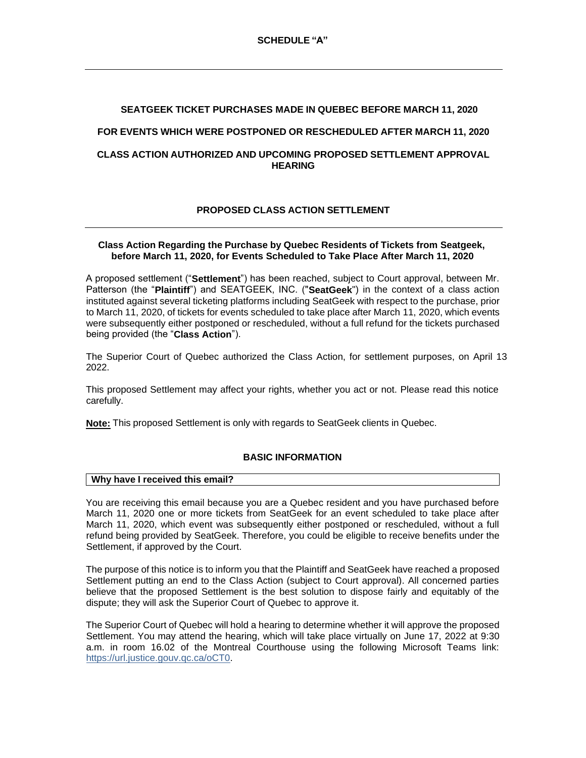**SCHEDULE "A"**

---

**SEATGEEK TICKET PURCHASES MADE IN QUEBEC BEFORE MARCH 11, 2020**

**FOR EVENTS WHICH WERE POSTPONED OR RESCHEDULED AFTER MARCH 11, 2020**

**CLASS ACTION AUTHORIZED AND UPCOMING PROPOSED SETTLEMENT APPROVAL HEARING**

## PROPOSED CLASS ACTION SETTLEMENT

---

### Class Action Regarding the Purchase by Quebec Residents of Tickets from Seatgeek, before March 11, 2020, for Events Scheduled to Take Place After March 11, 2020

A proposed settlement ("**Settlement**") has been reached, subject to Court approval, between Mr. Patterson (the "**Plaintiff**") and SEATGEEK, INC. ("**SeatGeek**") in the context of a class action instituted against several ticketing platforms including SeatGeek with respect to the purchase, prior to March 11, 2020, of tickets for events scheduled to take place after March 11, 2020, which events were subsequently either postponed or rescheduled, without a full refund for the tickets purchased being provided (the "**Class Action**").

The Superior Court of Quebec authorized the Class Action, for settlement purposes, on April 13 2022.

This proposed Settlement may affect your rights, whether you act or not. Please read this notice carefully.

**Note:** This proposed Settlement is only with regards to SeatGeek clients in Quebec.

## BASIC INFORMATION

### Why have I received this email?

You are receiving this email because you are a Quebec resident and you have purchased before March 11, 2020 one or more tickets from SeatGeek for an event scheduled to take place after March 11, 2020, which event was subsequently either postponed or rescheduled, without a full refund being provided by SeatGeek. Therefore, you could be eligible to receive benefits under the Settlement, if approved by the Court.

The purpose of this notice is to inform you that the Plaintiff and SeatGeek have reached a proposed Settlement putting an end to the Class Action (subject to Court approval). All concerned parties believe that the proposed Settlement is the best solution to dispose fairly and equitably of the dispute; they will ask the Superior Court of Quebec to approve it.

The Superior Court of Quebec will hold a hearing to determine whether it will approve the proposed Settlement. You may attend the hearing, which will take place virtually on June 17, 2022 at 9:30 a.m. in room 16.02 of the Montreal Courthouse using the following Microsoft Teams link: https://url.justice.gouv.qc.ca/oCT0.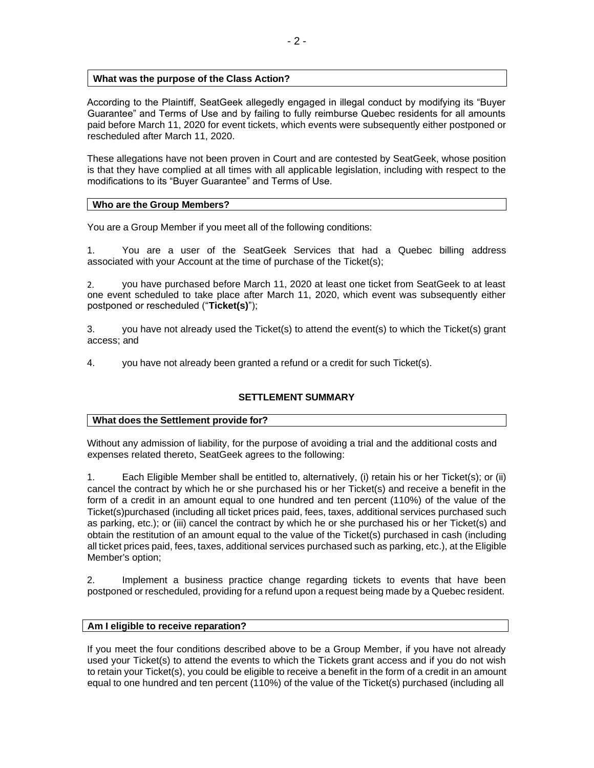### What was the purpose of the Class Action?

According to the Plaintiff, SeatGeek allegedly engaged in illegal conduct by modifying its "Buyer Guarantee" and Terms of Use and by failing to fully reimburse Quebec residents for all amounts paid before March 11, 2020 for event tickets, which events were subsequently either postponed or rescheduled after March 11, 2020.

These allegations have not been proven in Court and are contested by SeatGeek, whose position is that they have complied at all times with all applicable legislation, including with respect to the modifications to its "Buyer Guarantee" and Terms of Use.

### Who are the Group Members?

You are a Group Member if you meet all of the following conditions:

1. You are a user of the SeatGeek Services that had a Quebec billing address associated with your Account at the time of purchase of the Ticket(s);

2. you have purchased before March 11, 2020 at least one ticket from SeatGeek to at least one event scheduled to take place after March 11, 2020, which event was subsequently either postponed or rescheduled ("**Ticket(s)**");

3. you have not already used the Ticket(s) to attend the event(s) to which the Ticket(s) grant access; and

4. you have not already been granted a refund or a credit for such Ticket(s).

## SETTLEMENT SUMMARY

### What does the Settlement provide for?

Without any admission of liability, for the purpose of avoiding a trial and the additional costs and expenses related thereto, SeatGeek agrees to the following:

1. Each Eligible Member shall be entitled to, alternatively, (i) retain his or her Ticket(s); or (ii) cancel the contract by which he or she purchased his or her Ticket(s) and receive a benefit in the form of a credit in an amount equal to one hundred and ten percent (110%) of the value of the Ticket(s)purchased (including all ticket prices paid, fees, taxes, additional services purchased such as parking, etc.); or (iii) cancel the contract by which he or she purchased his or her Ticket(s) and obtain the restitution of an amount equal to the value of the Ticket(s) purchased in cash (including all ticket prices paid, fees, taxes, additional services purchased such as parking, etc.), at the Eligible Member's option;

2. Implement a business practice change regarding tickets to events that have been postponed or rescheduled, providing for a refund upon a request being made by a Quebec resident.

### Am I eligible to receive reparation?

If you meet the four conditions described above to be a Group Member, if you have not already used your Ticket(s) to attend the events to which the Tickets grant access and if you do not wish to retain your Ticket(s), you could be eligible to receive a benefit in the form of a credit in an amount equal to one hundred and ten percent (110%) of the value of the Ticket(s) purchased (including all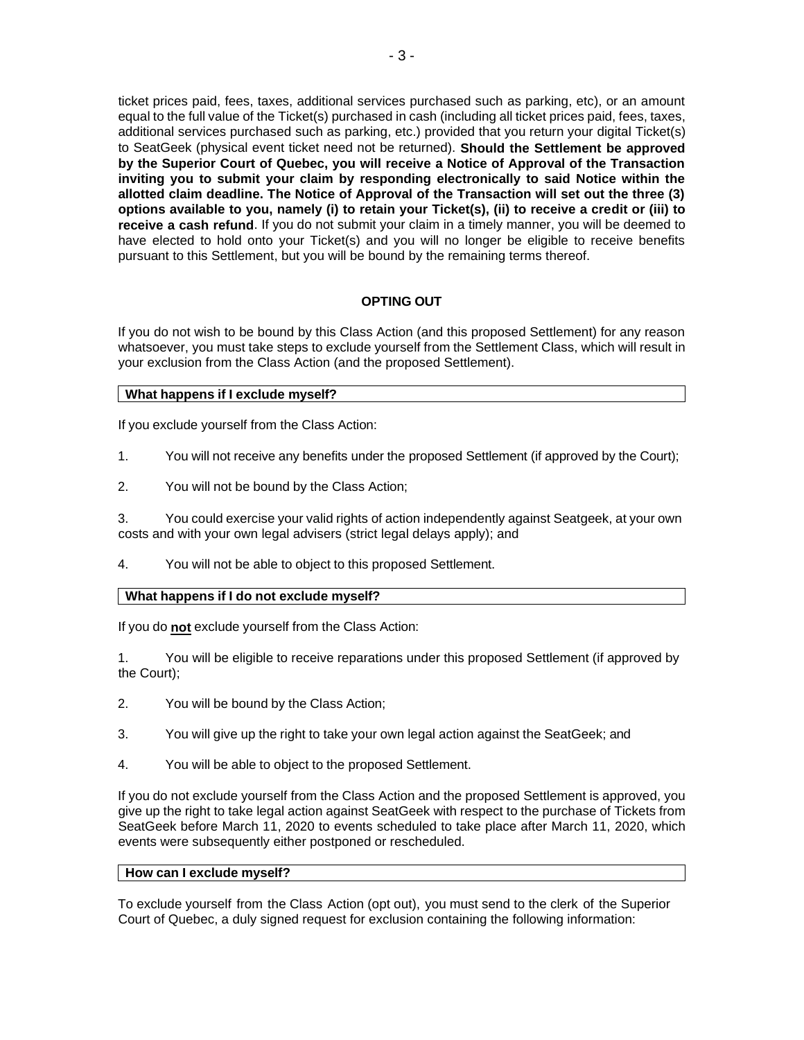ticket prices paid, fees, taxes, additional services purchased such as parking, etc), or an amount equal to the full value of the Ticket(s) purchased in cash (including all ticket prices paid, fees, taxes, additional services purchased such as parking, etc.) provided that you return your digital Ticket(s) to SeatGeek (physical event ticket need not be returned). **Should the Settlement be approved by the Superior Court of Quebec, you will receive a Notice of Approval of the Transaction inviting you to submit your claim by responding electronically to said Notice within the allotted claim deadline. The Notice of Approval of the Transaction will set out the three (3) options available to you, namely (i) to retain your Ticket(s), (ii) to receive a credit or (iii) to receive a cash refund**. If you do not submit your claim in a timely manner, you will be deemed to have elected to hold onto your Ticket(s) and you will no longer be eligible to receive benefits pursuant to this Settlement, but you will be bound by the remaining terms thereof.

## OPTING OUT

If you do not wish to be bound by this Class Action (and this proposed Settlement) for any reason whatsoever, you must take steps to exclude yourself from the Settlement Class, which will result in your exclusion from the Class Action (and the proposed Settlement).

### What happens if I exclude myself?

If you exclude yourself from the Class Action:

1. You will not receive any benefits under the proposed Settlement (if approved by the Court);
2. You will not be bound by the Class Action;
3. You could exercise your valid rights of action independently against Seatgeek, at your own costs and with your own legal advisers (strict legal delays apply); and
4. You will not be able to object to this proposed Settlement.

### What happens if I do not exclude myself?

If you do **not** exclude yourself from the Class Action:

1. You will be eligible to receive reparations under this proposed Settlement (if approved by the Court);
2. You will be bound by the Class Action;
3. You will give up the right to take your own legal action against the SeatGeek; and
4. You will be able to object to the proposed Settlement.

If you do not exclude yourself from the Class Action and the proposed Settlement is approved, you give up the right to take legal action against SeatGeek with respect to the purchase of Tickets from SeatGeek before March 11, 2020 to events scheduled to take place after March 11, 2020, which events were subsequently either postponed or rescheduled.

### How can I exclude myself?

To exclude yourself from the Class Action (opt out), you must send to the clerk of the Superior Court of Quebec, a duly signed request for exclusion containing the following information: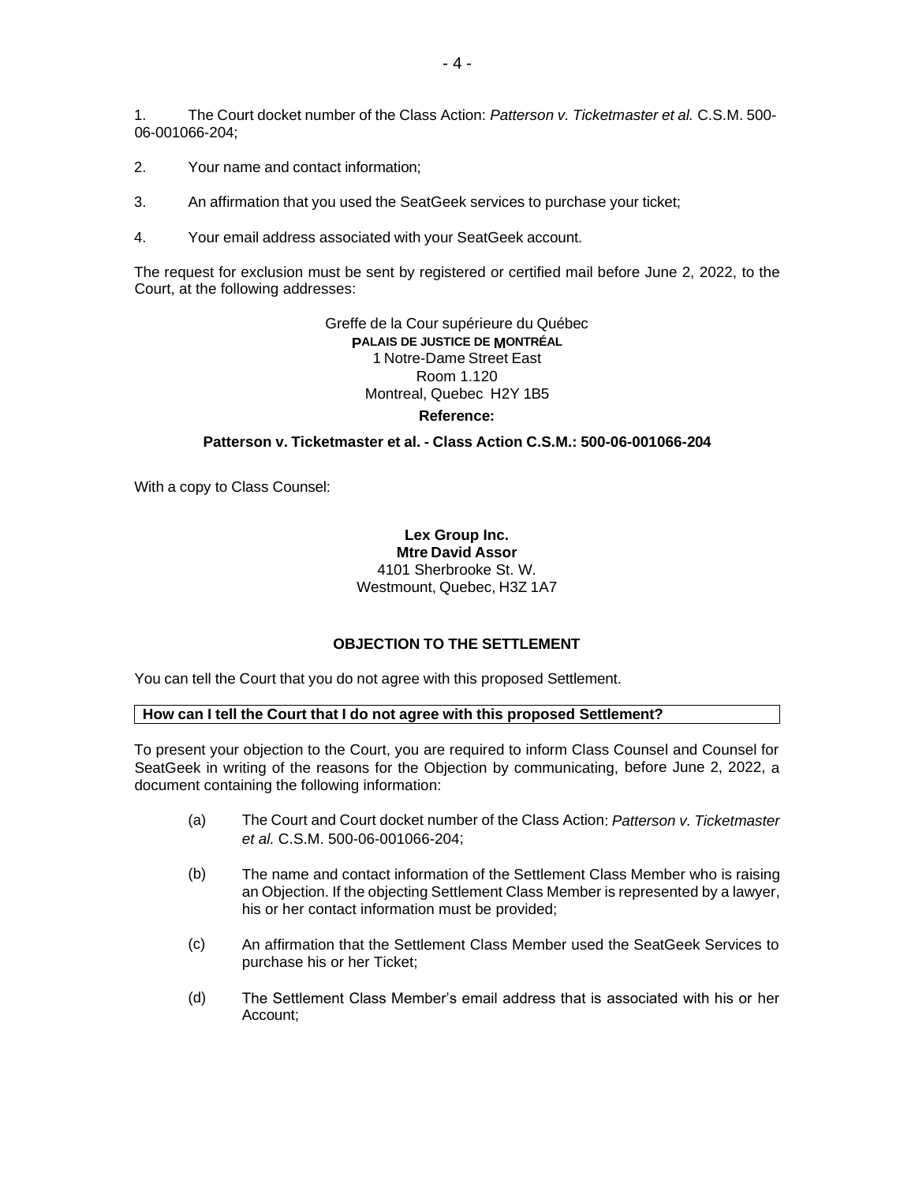1. The Court docket number of the Class Action: *Patterson v. Ticketmaster et al.* C.S.M. 500-06-001066-204;

2. Your name and contact information;

3. An affirmation that you used the SeatGeek services to purchase your ticket;

4. Your email address associated with your SeatGeek account.

The request for exclusion must be sent by registered or certified mail before June 2, 2022, to the Court, at the following addresses:

Greffe de la Cour supérieure du Québec
PALAIS DE JUSTICE DE MONTRÉAL
1 Notre-Dame Street East
Room 1.120
Montreal, Quebec H2Y 1B5

**Reference:**

**Patterson v. Ticketmaster et al. - Class Action C.S.M.: 500-06-001066-204**

With a copy to Class Counsel:

**Lex Group Inc.**
**Mtre David Assor**
4101 Sherbrooke St. W.
Westmount, Quebec, H3Z 1A7

## OBJECTION TO THE SETTLEMENT

You can tell the Court that you do not agree with this proposed Settlement.

**How can I tell the Court that I do not agree with this proposed Settlement?**

To present your objection to the Court, you are required to inform Class Counsel and Counsel for SeatGeek in writing of the reasons for the Objection by communicating, before June 2, 2022, a document containing the following information:

(a) The Court and Court docket number of the Class Action: *Patterson v. Ticketmaster et al.* C.S.M. 500-06-001066-204;

(b) The name and contact information of the Settlement Class Member who is raising an Objection. If the objecting Settlement Class Member is represented by a lawyer, his or her contact information must be provided;

(c) An affirmation that the Settlement Class Member used the SeatGeek Services to purchase his or her Ticket;

(d) The Settlement Class Member's email address that is associated with his or her Account;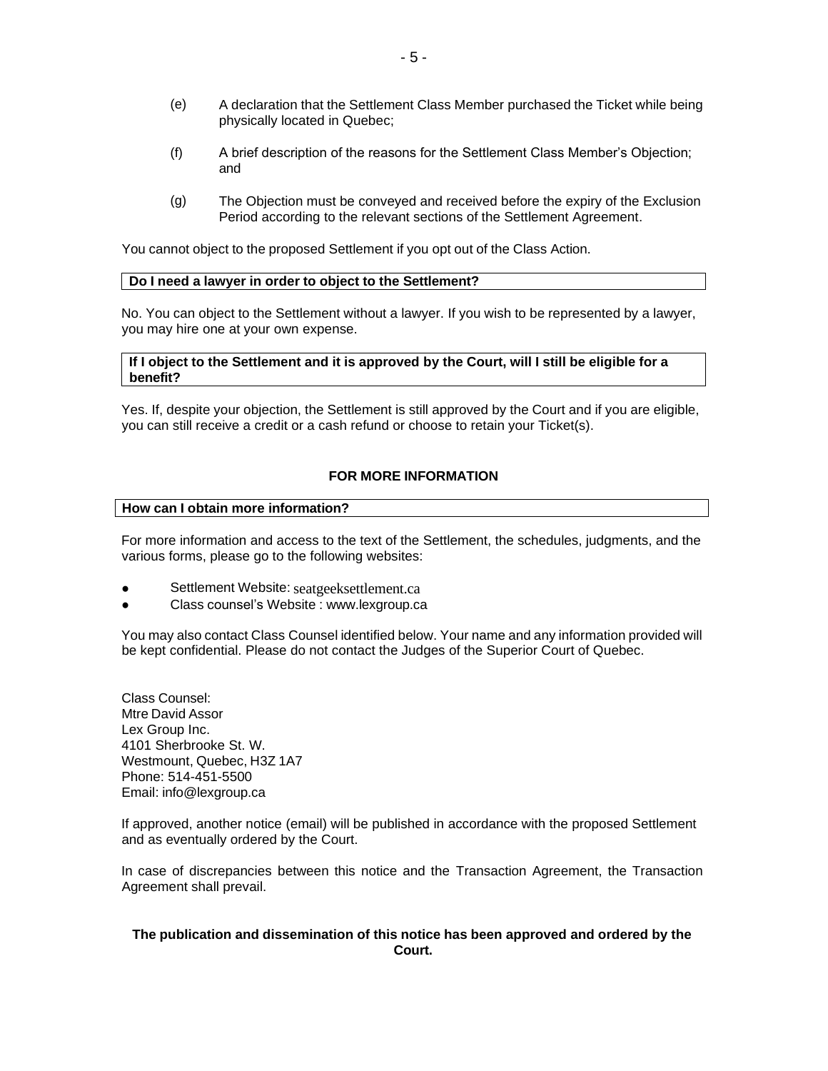(e) A declaration that the Settlement Class Member purchased the Ticket while being physically located in Quebec;

(f) A brief description of the reasons for the Settlement Class Member's Objection; and

(g) The Objection must be conveyed and received before the expiry of the Exclusion Period according to the relevant sections of the Settlement Agreement.

You cannot object to the proposed Settlement if you opt out of the Class Action.

**Do I need a lawyer in order to object to the Settlement?**

No. You can object to the Settlement without a lawyer. If you wish to be represented by a lawyer, you may hire one at your own expense.

**If I object to the Settlement and it is approved by the Court, will I still be eligible for a benefit?**

Yes. If, despite your objection, the Settlement is still approved by the Court and if you are eligible, you can still receive a credit or a cash refund or choose to retain your Ticket(s).

## FOR MORE INFORMATION

**How can I obtain more information?**

For more information and access to the text of the Settlement, the schedules, judgments, and the various forms, please go to the following websites:

- Settlement Website: seatgeeksettlement.ca
- Class counsel's Website : www.lexgroup.ca

You may also contact Class Counsel identified below. Your name and any information provided will be kept confidential. Please do not contact the Judges of the Superior Court of Quebec.

Class Counsel:
Mtre David Assor
Lex Group Inc.
4101 Sherbrooke St. W.
Westmount, Quebec, H3Z 1A7
Phone: 514-451-5500
Email: info@lexgroup.ca

If approved, another notice (email) will be published in accordance with the proposed Settlement and as eventually ordered by the Court.

In case of discrepancies between this notice and the Transaction Agreement, the Transaction Agreement shall prevail.

**The publication and dissemination of this notice has been approved and ordered by the Court.**